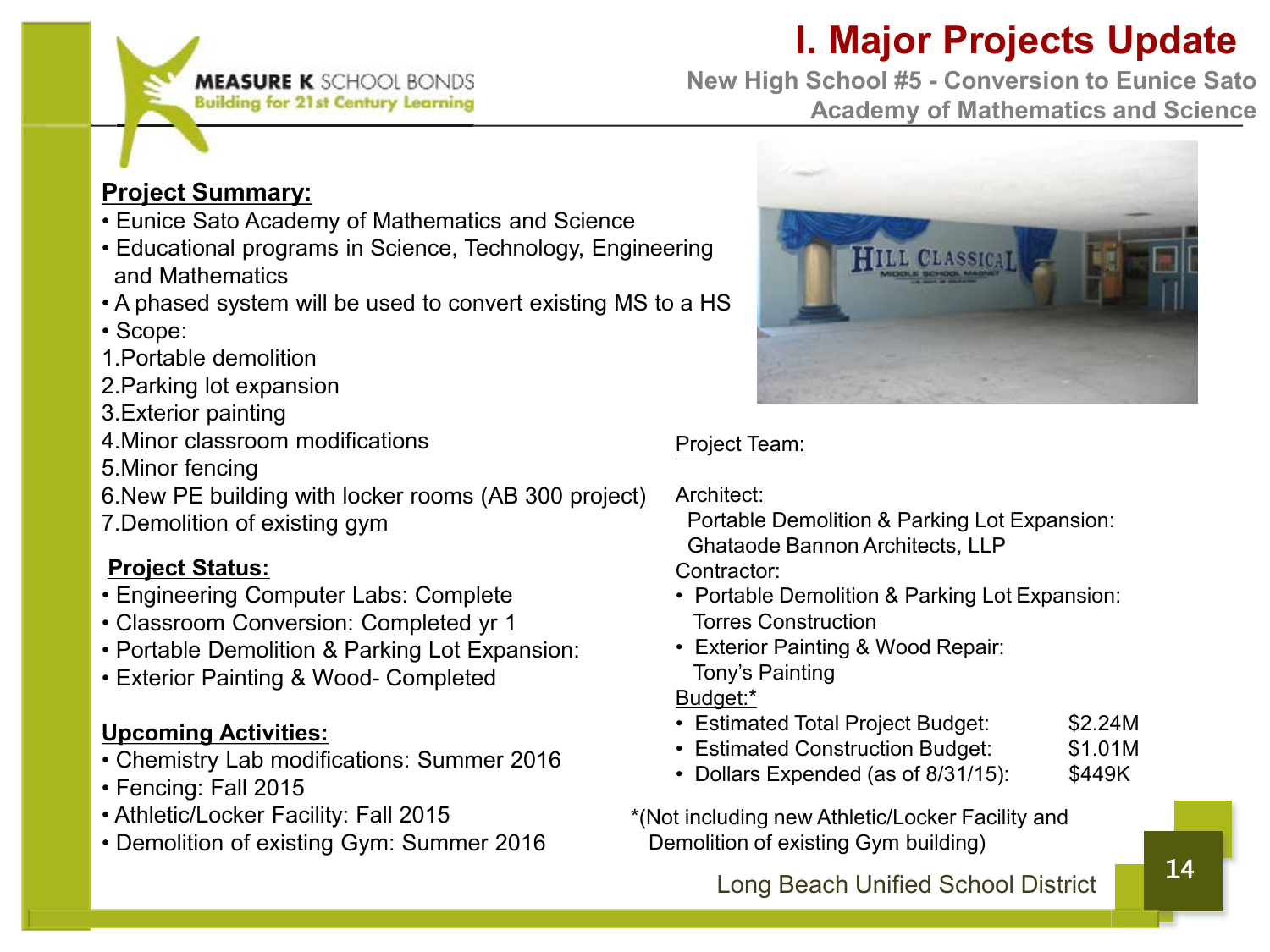# I. Major Projects Update

## New High School #5 - Conversion to Eunice Sato Academy of Mathematics and Science

MEASURE K SCHOOL BONDS
Building for 21st Century Learning

### Project Summary:

- Eunice Sato Academy of Mathematics and Science
- Educational programs in Science, Technology, Engineering and Mathematics
- A phased system will be used to convert existing MS to a HS
- Scope:

1. Portable demolition
2. Parking lot expansion
3. Exterior painting
4. Minor classroom modifications
5. Minor fencing
6. New PE building with locker rooms (AB 300 project)
7. Demolition of existing gym

### Project Status:

- Engineering Computer Labs: Complete
- Classroom Conversion: Completed yr 1
- Portable Demolition & Parking Lot Expansion:
- Exterior Painting & Wood- Completed

### Upcoming Activities:

- Chemistry Lab modifications: Summer 2016
- Fencing: Fall 2015
- Athletic/Locker Facility: Fall 2015
- Demolition of existing Gym: Summer 2016

Project Team:

Architect:

Portable Demolition & Parking Lot Expansion: Ghataode Bannon Architects, LLP

Contractor:

- Portable Demolition & Parking Lot Expansion: Torres Construction
- Exterior Painting & Wood Repair: Tony's Painting

Budget:*

- Estimated Total Project Budget: $2.24M
- Estimated Construction Budget: $1.01M
- Dollars Expended (as of 8/31/15): $449K

*(Not including new Athletic/Locker Facility and Demolition of existing Gym building)

Long Beach Unified School District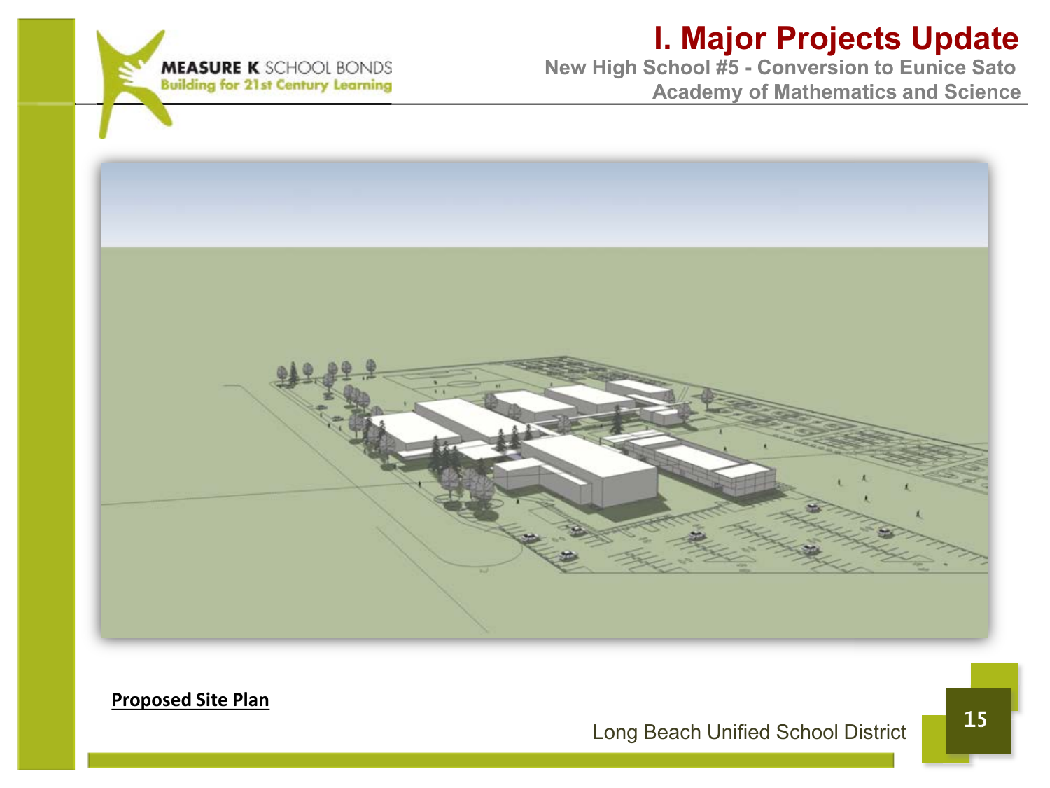MEASURE K SCHOOL BONDS
Building for 21st Century Learning

# I. Major Projects Update

## New High School #5 - Conversion to Eunice Sato Academy of Mathematics and Science

**Proposed Site Plan**

Long Beach Unified School District